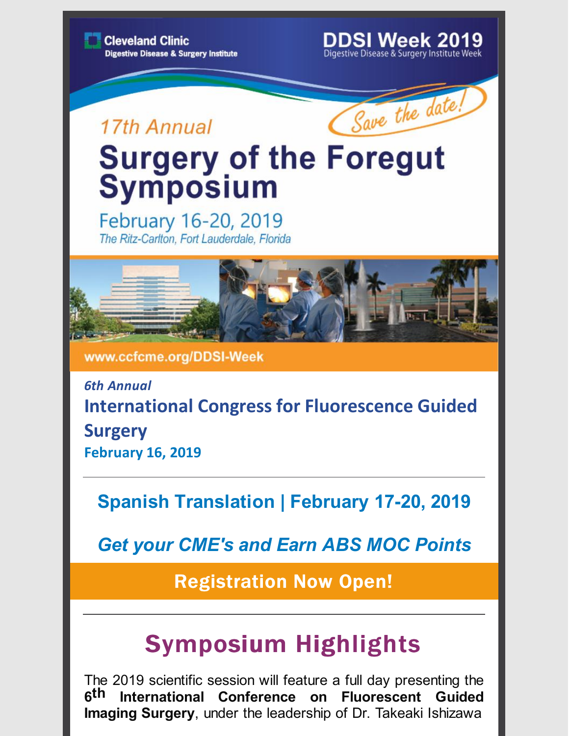Cleveland Clinic
Digestive Disease & Surgery Institute

DDSI Week 2019
Digestive Disease & Surgery Institute Week

*Save the date!*

*17th Annual*

# Surgery of the Foregut Symposium

February 16-20, 2019

*The Ritz-Carlton, Fort Lauderdale, Florida*

www.ccfcme.org/DDSI-Week

*6th Annual*

## International Congress for Fluorescence Guided Surgery

**February 16, 2019**

---

## Spanish Translation | February 17-20, 2019

## *Get your CME's and Earn ABS MOC Points*

## Registration Now Open!

---

# Symposium Highlights

The 2019 scientific session will feature a full day presenting the **6th International Conference on Fluorescent Guided Imaging Surgery**, under the leadership of Dr. Takeaki Ishizawa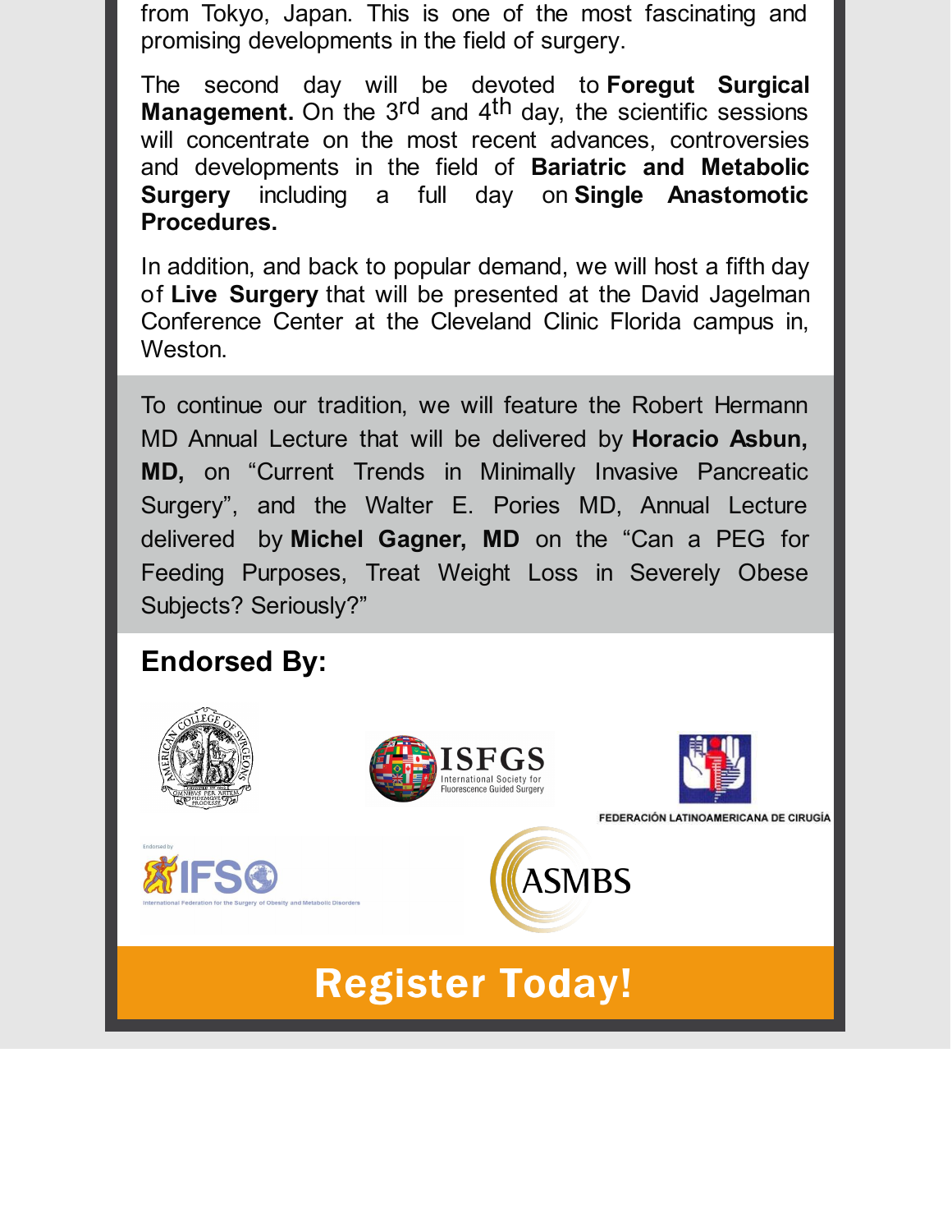from Tokyo, Japan. This is one of the most fascinating and promising developments in the field of surgery.

The second day will be devoted to **Foregut Surgical Management.** On the 3rd and 4th day, the scientific sessions will concentrate on the most recent advances, controversies and developments in the field of **Bariatric and Metabolic Surgery** including a full day on **Single Anastomotic Procedures.**

In addition, and back to popular demand, we will host a fifth day of **Live Surgery** that will be presented at the David Jagelman Conference Center at the Cleveland Clinic Florida campus in, Weston.

To continue our tradition, we will feature the Robert Hermann MD Annual Lecture that will be delivered by **Horacio Asbun, MD,** on “Current Trends in Minimally Invasive Pancreatic Surgery”, and the Walter E. Pories MD, Annual Lecture delivered by **Michel Gagner, MD** on the “Can a PEG for Feeding Purposes, Treat Weight Loss in Severely Obese Subjects? Seriously?”

## Endorsed By:

American College of Surgeons

ISFGS International Society for Fluorescence Guided Surgery

FEDERACIÓN LATINOAMERICANA DE CIRUGÍA

Endorsed by IFSO International Federation for the Surgery of Obesity and Metabolic Disorders

ASMBS

## Register Today!